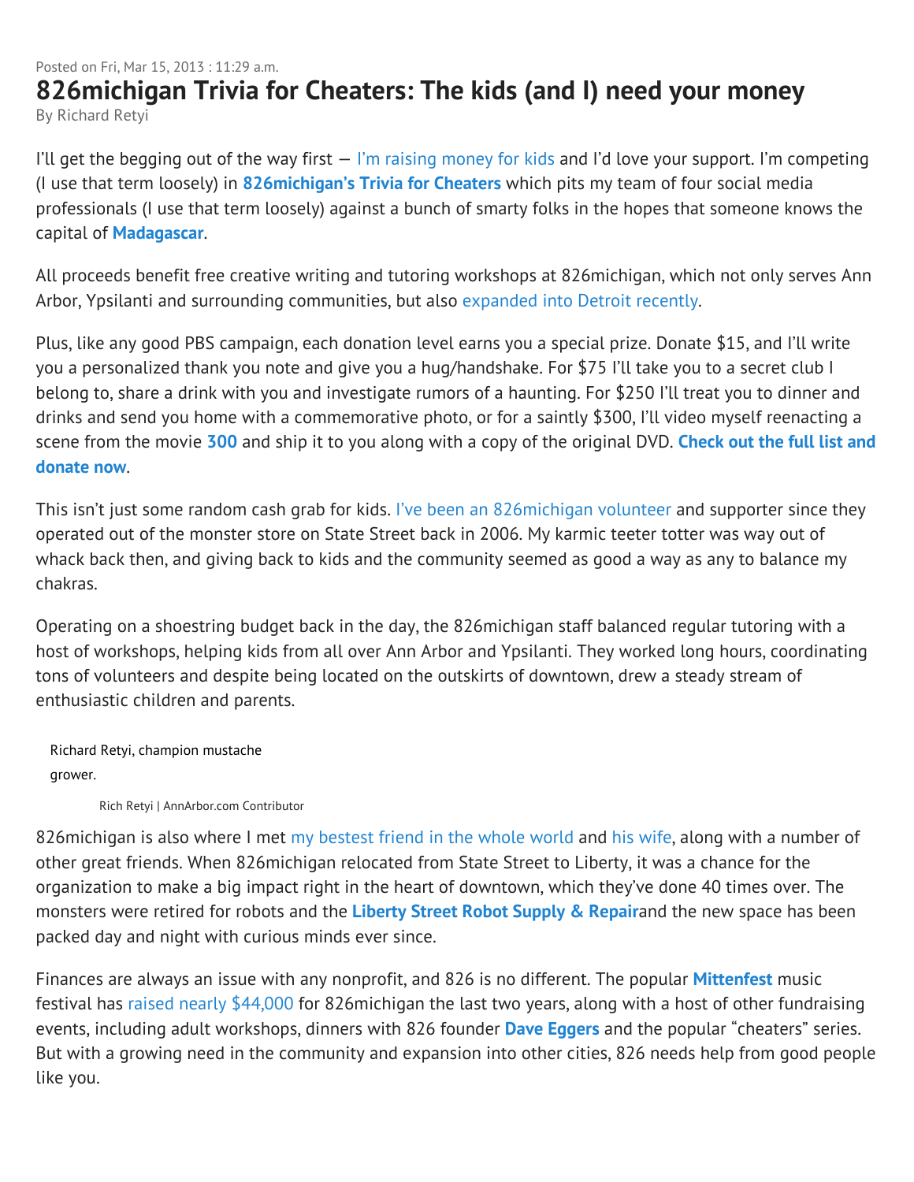Posted on Fri, Mar 15, 2013 : 11:29 a.m.

# 826michigan Trivia for Cheaters: The kids (and I) need your money

By Richard Retyi

I'll get the begging out of the way first — I'm raising money for kids and I'd love your support. I'm competing (I use that term loosely) in **826michigan's Trivia for Cheaters** which pits my team of four social media professionals (I use that term loosely) against a bunch of smarty folks in the hopes that someone knows the capital of **Madagascar**.

All proceeds benefit free creative writing and tutoring workshops at 826michigan, which not only serves Ann Arbor, Ypsilanti and surrounding communities, but also expanded into Detroit recently.

Plus, like any good PBS campaign, each donation level earns you a special prize. Donate $15, and I'll write you a personalized thank you note and give you a hug/handshake. For $75 I'll take you to a secret club I belong to, share a drink with you and investigate rumors of a haunting. For $250 I'll treat you to dinner and drinks and send you home with a commemorative photo, or for a saintly $300, I'll video myself reenacting a scene from the movie **300** and ship it to you along with a copy of the original DVD. **Check out the full list and donate now**.

This isn't just some random cash grab for kids. I've been an 826michigan volunteer and supporter since they operated out of the monster store on State Street back in 2006. My karmic teeter totter was way out of whack back then, and giving back to kids and the community seemed as good a way as any to balance my chakras.

Operating on a shoestring budget back in the day, the 826michigan staff balanced regular tutoring with a host of workshops, helping kids from all over Ann Arbor and Ypsilanti. They worked long hours, coordinating tons of volunteers and despite being located on the outskirts of downtown, drew a steady stream of enthusiastic children and parents.

Richard Retyi, champion mustache grower.

Rich Retyi | AnnArbor.com Contributor

826michigan is also where I met my bestest friend in the whole world and his wife, along with a number of other great friends. When 826michigan relocated from State Street to Liberty, it was a chance for the organization to make a big impact right in the heart of downtown, which they've done 40 times over. The monsters were retired for robots and the **Liberty Street Robot Supply & Repair**and the new space has been packed day and night with curious minds ever since.

Finances are always an issue with any nonprofit, and 826 is no different. The popular **Mittenfest** music festival has raised nearly $44,000 for 826michigan the last two years, along with a host of other fundraising events, including adult workshops, dinners with 826 founder **Dave Eggers** and the popular "cheaters" series. But with a growing need in the community and expansion into other cities, 826 needs help from good people like you.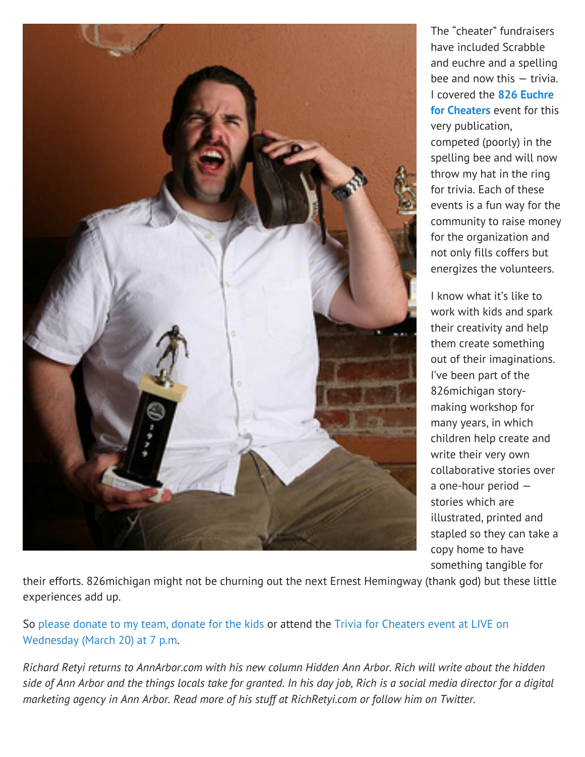The “cheater” fundraisers have included Scrabble and euchre and a spelling bee and now this — trivia. I covered the **826 Euchre for Cheaters** event for this very publication, competed (poorly) in the spelling bee and will now throw my hat in the ring for trivia. Each of these events is a fun way for the community to raise money for the organization and not only fills coffers but energizes the volunteers.

I know what it’s like to work with kids and spark their creativity and help them create something out of their imaginations. I’ve been part of the 826michigan story-making workshop for many years, in which children help create and write their very own collaborative stories over a one-hour period — stories which are illustrated, printed and stapled so they can take a copy home to have something tangible for their efforts. 826michigan might not be churning out the next Ernest Hemingway (thank god) but these little experiences add up.

So please donate to my team, donate for the kids or attend the Trivia for Cheaters event at LIVE on Wednesday (March 20) at 7 p.m.

*Richard Retyi returns to AnnArbor.com with his new column Hidden Ann Arbor. Rich will write about the hidden side of Ann Arbor and the things locals take for granted. In his day job, Rich is a social media director for a digital marketing agency in Ann Arbor. Read more of his stuff at RichRetyi.com or follow him on Twitter.*